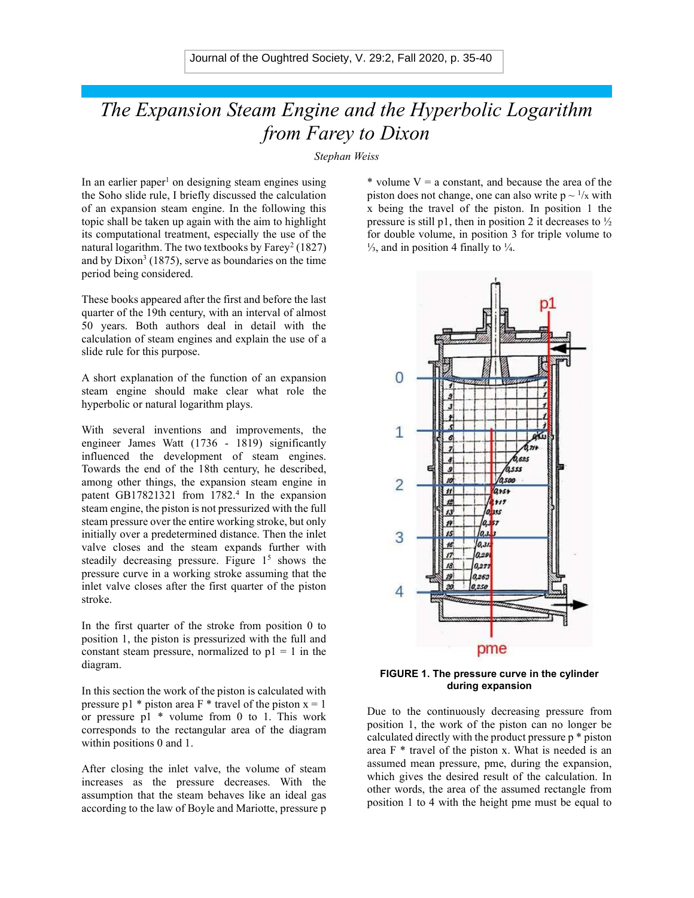# *The Expansion Steam Engine and the Hyperbolic Logarithm from Farey to Dixon*

*Stephan Weiss*

In an earlier paper[1] on designing steam engines using the Soho slide rule, I briefly discussed the calculation of an expansion steam engine. In the following this topic shall be taken up again with the aim to highlight its computational treatment, especially the use of the natural logarithm. The two textbooks by Farey[2] (1827) and by Dixon[3] (1875), serve as boundaries on the time period being considered.

These books appeared after the first and before the last quarter of the 19th century, with an interval of almost 50 years. Both authors deal in detail with the calculation of steam engines and explain the use of a slide rule for this purpose.

A short explanation of the function of an expansion steam engine should make clear what role the hyperbolic or natural logarithm plays.

With several inventions and improvements, the engineer James Watt (1736 - 1819) significantly influenced the development of steam engines. Towards the end of the 18th century, he described, among other things, the expansion steam engine in patent GB17821321 from 1782.[4] In the expansion steam engine, the piston is not pressurized with the full steam pressure over the entire working stroke, but only initially over a predetermined distance. Then the inlet valve closes and the steam expands further with steadily decreasing pressure. Figure 1[5] shows the pressure curve in a working stroke assuming that the inlet valve closes after the first quarter of the piston stroke.

In the first quarter of the stroke from position 0 to position 1, the piston is pressurized with the full and constant steam pressure, normalized to p1 = 1 in the diagram.

In this section the work of the piston is calculated with pressure p1 * piston area F * travel of the piston x = 1 or pressure p1 * volume from 0 to 1. This work corresponds to the rectangular area of the diagram within positions 0 and 1.

After closing the inlet valve, the volume of steam increases as the pressure decreases. With the assumption that the steam behaves like an ideal gas according to the law of Boyle and Mariotte, pressure p * volume V = a constant, and because the area of the piston does not change, one can also write p ~ $^1/_x$ with x being the travel of the piston. In position 1 the pressure is still p1, then in position 2 it decreases to ½ for double volume, in position 3 for triple volume to ⅓, and in position 4 finally to ¼.

**FIGURE 1. The pressure curve in the cylinder during expansion**

Due to the continuously decreasing pressure from position 1, the work of the piston can no longer be calculated directly with the product pressure p * piston area F * travel of the piston x. What is needed is an assumed mean pressure, pme, during the expansion, which gives the desired result of the calculation. In other words, the area of the assumed rectangle from position 1 to 4 with the height pme must be equal to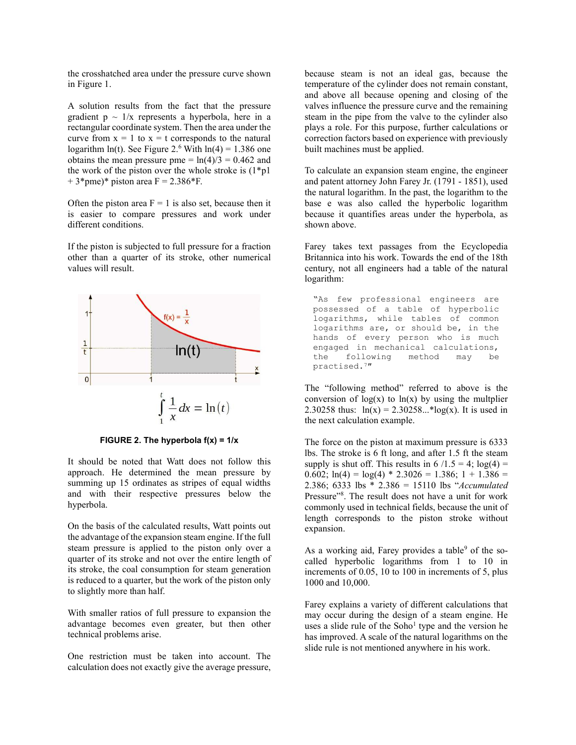the crosshatched area under the pressure curve shown in Figure 1.

A solution results from the fact that the pressure gradient p ~ 1/x represents a hyperbola, here in a rectangular coordinate system. Then the area under the curve from x = 1 to x = t corresponds to the natural logarithm ln(t). See Figure 2.[6] With ln(4) = 1.386 one obtains the mean pressure pme = ln(4)/3 = 0.462 and the work of the piston over the whole stroke is (1*p1 + 3*pme)* piston area F = 2.386*F.

Often the piston area F = 1 is also set, because then it is easier to compare pressures and work under different conditions.

If the piston is subjected to full pressure for a fraction other than a quarter of its stroke, other numerical values will result.

$$\int_1^t \frac{1}{x}\,dx = \ln(t)$$

**FIGURE 2. The hyperbola f(x) = 1/x**

It should be noted that Watt does not follow this approach. He determined the mean pressure by summing up 15 ordinates as stripes of equal widths and with their respective pressures below the hyperbola.

On the basis of the calculated results, Watt points out the advantage of the expansion steam engine. If the full steam pressure is applied to the piston only over a quarter of its stroke and not over the entire length of its stroke, the coal consumption for steam generation is reduced to a quarter, but the work of the piston only to slightly more than half.

With smaller ratios of full pressure to expansion the advantage becomes even greater, but then other technical problems arise.

One restriction must be taken into account. The calculation does not exactly give the average pressure, because steam is not an ideal gas, because the temperature of the cylinder does not remain constant, and above all because opening and closing of the valves influence the pressure curve and the remaining steam in the pipe from the valve to the cylinder also plays a role. For this purpose, further calculations or correction factors based on experience with previously built machines must be applied.

To calculate an expansion steam engine, the engineer and patent attorney John Farey Jr. (1791 - 1851), used the natural logarithm. In the past, the logarithm to the base e was also called the hyperbolic logarithm because it quantifies areas under the hyperbola, as shown above.

Farey takes text passages from the Ecyclopedia Britannica into his work. Towards the end of the 18th century, not all engineers had a table of the natural logarithm:

> "As few professional engineers are possessed of a table of hyperbolic logarithms, while tables of common logarithms are, or should be, in the hands of every person who is much engaged in mechanical calculations, the following method may be practised.[7]"

The "following method" referred to above is the conversion of log(x) to ln(x) by using the multplier 2.30258 thus: ln(x) = 2.30258...*log(x). It is used in the next calculation example.

The force on the piston at maximum pressure is 6333 lbs. The stroke is 6 ft long, and after 1.5 ft the steam supply is shut off. This results in 6 /1.5 = 4; log(4) = 0.602; ln(4) = log(4) * 2.3026 = 1.386; 1 + 1.386 = 2.386; 6333 lbs * 2.386 = 15110 lbs "*Accumulated* Pressure"[8]. The result does not have a unit for work commonly used in technical fields, because the unit of length corresponds to the piston stroke without expansion.

As a working aid, Farey provides a table[9] of the so-called hyperbolic logarithms from 1 to 10 in increments of 0.05, 10 to 100 in increments of 5, plus 1000 and 10,000.

Farey explains a variety of different calculations that may occur during the design of a steam engine. He uses a slide rule of the Soho[1] type and the version he has improved. A scale of the natural logarithms on the slide rule is not mentioned anywhere in his work.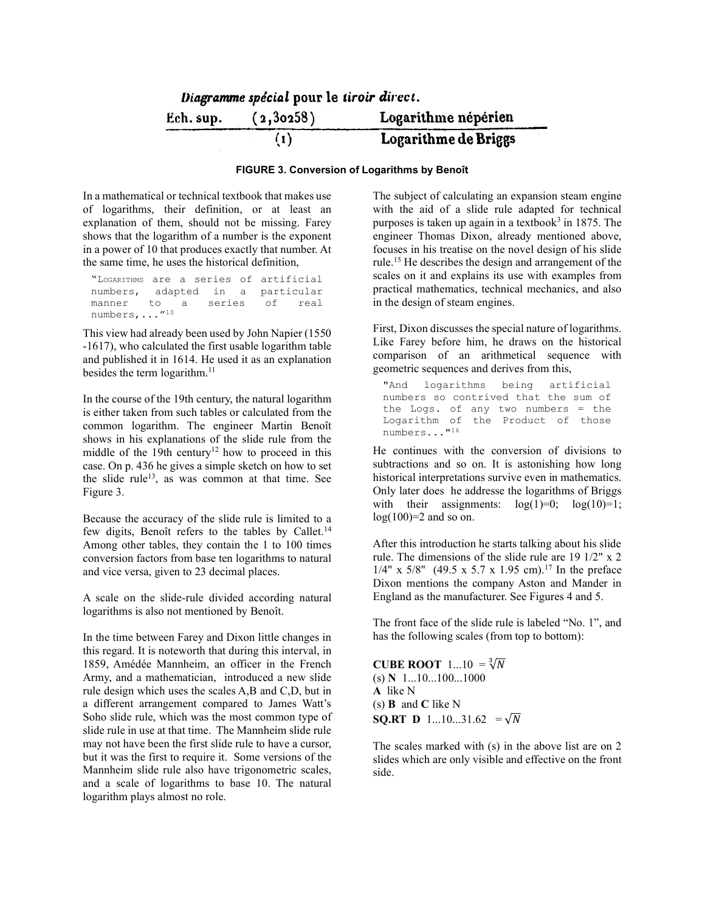| *Diagramme spécial* pour le *tiroir direct.* | | |
|---|---|---|
| Ech. sup. | (2,30258) | Logarithme népérien |
| | (1) | Logarithme de Briggs |

**FIGURE 3. Conversion of Logarithms by Benoît**

In a mathematical or technical textbook that makes use of logarithms, their definition, or at least an explanation of them, should not be missing. Farey shows that the logarithm of a number is the exponent in a power of 10 that produces exactly that number. At the same time, he uses the historical definition,

> "LOGARITHMS are a series of artificial numbers, adapted in a particular manner to a series of real numbers,..."[10]

This view had already been used by John Napier (1550 -1617), who calculated the first usable logarithm table and published it in 1614. He used it as an explanation besides the term logarithm.[11]

In the course of the 19th century, the natural logarithm is either taken from such tables or calculated from the common logarithm. The engineer Martin Benoît shows in his explanations of the slide rule from the middle of the 19th century[12] how to proceed in this case. On p. 436 he gives a simple sketch on how to set the slide rule[13], as was common at that time. See Figure 3.

Because the accuracy of the slide rule is limited to a few digits, Benoît refers to the tables by Callet.[14] Among other tables, they contain the 1 to 100 times conversion factors from base ten logarithms to natural and vice versa, given to 23 decimal places.

A scale on the slide-rule divided according natural logarithms is also not mentioned by Benoît.

In the time between Farey and Dixon little changes in this regard. It is noteworthy that during this interval, in 1859, Amédée Mannheim, an officer in the French Army, and a mathematician, introduced a new slide rule design which uses the scales A,B and C,D, but in a different arrangement compared to James Watt's Soho slide rule, which was the most common type of slide rule in use at that time. The Mannheim slide rule may not have been the first slide rule to have a cursor, but it was the first to require it. Some versions of the Mannheim slide rule also have trigonometric scales, and a scale of logarithms to base 10. The natural logarithm plays almost no role.

The subject of calculating an expansion steam engine with the aid of a slide rule adapted for technical purposes is taken up again in a textbook[3] in 1875. The engineer Thomas Dixon, already mentioned above, focuses in his treatise on the novel design of his slide rule.[15] He describes the design and arrangement of the scales on it and explains its use with examples from practical mathematics, technical mechanics, and also in the design of steam engines.

First, Dixon discusses the special nature of logarithms. Like Farey before him, he draws on the historical comparison of an arithmetical sequence with geometric sequences and derives from this,

> "And logarithms being artificial numbers so contrived that the sum of the Logs. of any two numbers = the Logarithm of the Product of those numbers..."[16]

He continues with the conversion of divisions to subtractions and so on. It is astonishing how long historical interpretations survive even in mathematics. Only later does he addresse the logarithms of Briggs with their assignments: log(1)=0; log(10)=1; log(100)=2 and so on.

After this introduction he starts talking about his slide rule. The dimensions of the slide rule are 19 1/2" x 2 1/4" x 5/8" (49.5 x 5.7 x 1.95 cm).[17] In the preface Dixon mentions the company Aston and Mander in England as the manufacturer. See Figures 4 and 5.

The front face of the slide rule is labeled "No. 1", and has the following scales (from top to bottom):

**CUBE ROOT** 1...10 $= \sqrt[3]{N}$
(s) **N** 1...10...100...1000
**A** like N
(s) **B** and **C** like N
**SQ.RT D** 1...10...31.62 $= \sqrt{N}$

The scales marked with (s) in the above list are on 2 slides which are only visible and effective on the front side.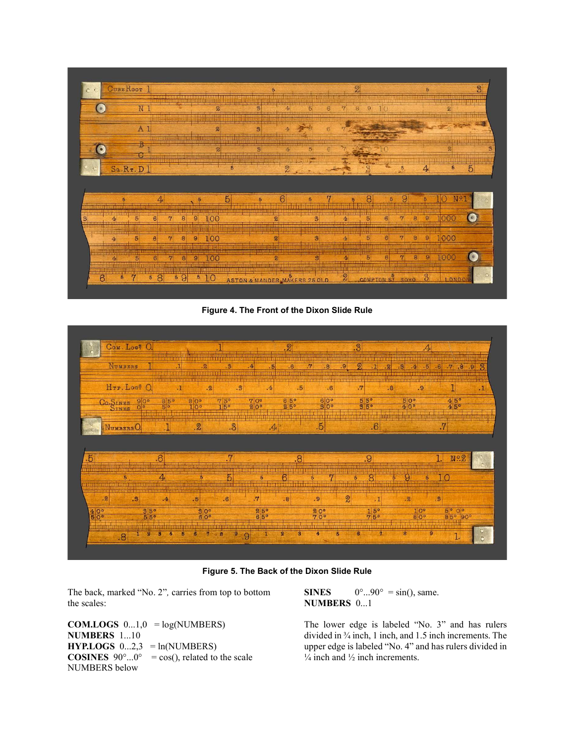Figure 4. The Front of the Dixon Slide Rule

Figure 5. The Back of the Dixon Slide Rule

The back, marked "No. 2", carries from top to bottom the scales:

**COM.LOGS** 0...1,0 = log(NUMBERS)
**NUMBERS** 1...10
**HYP.LOGS** 0...2,3 = ln(NUMBERS)
**COSINES** 90°...0° = cos(), related to the scale NUMBERS below
**SINES** 0°...90° = sin(), same.
**NUMBERS** 0...1

The lower edge is labeled "No. 3" and has rulers divided in ¾ inch, 1 inch, and 1.5 inch increments. The upper edge is labeled "No. 4" and has rulers divided in ¼ inch and ½ inch increments.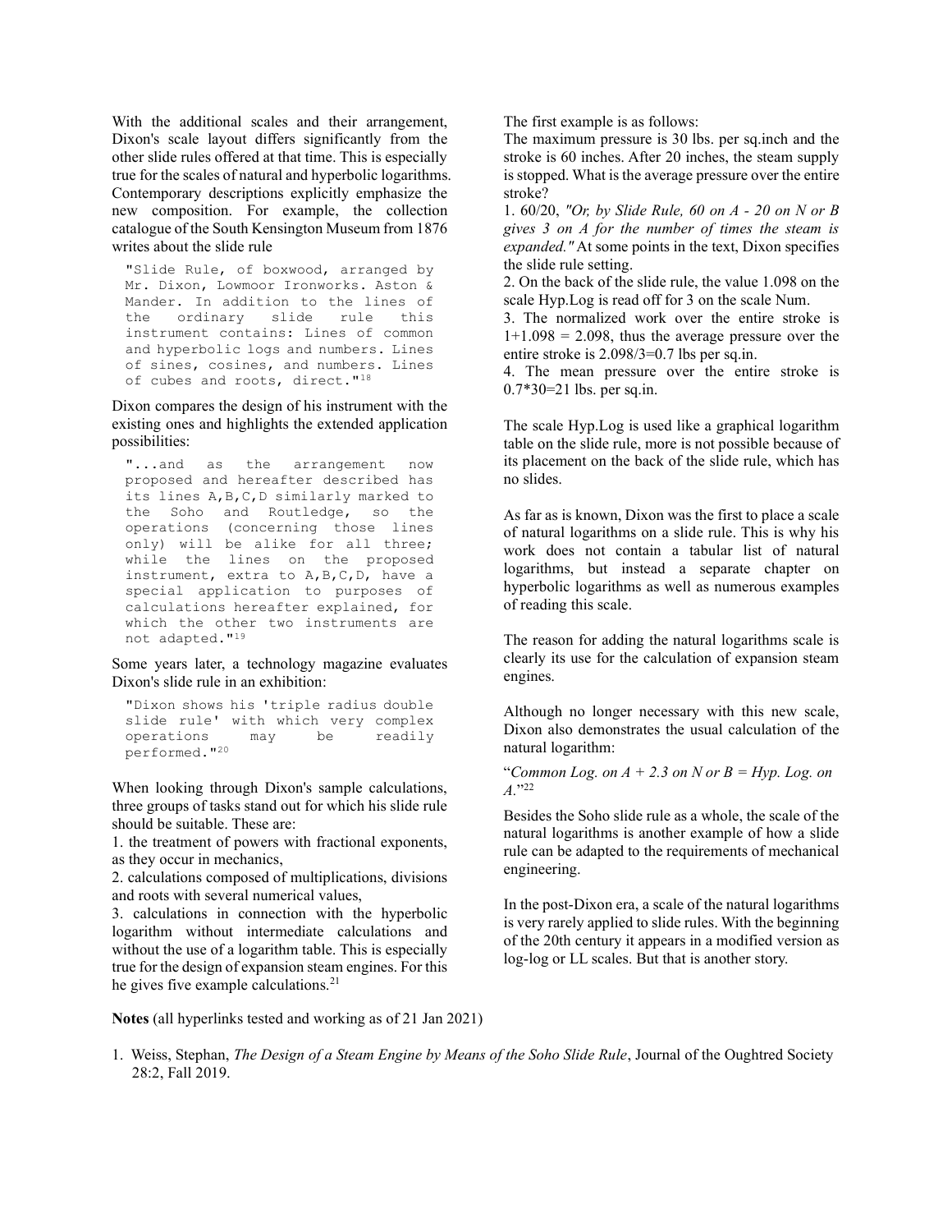With the additional scales and their arrangement, Dixon's scale layout differs significantly from the other slide rules offered at that time. This is especially true for the scales of natural and hyperbolic logarithms. Contemporary descriptions explicitly emphasize the new composition. For example, the collection catalogue of the South Kensington Museum from 1876 writes about the slide rule

```
"Slide Rule, of boxwood, arranged by Mr. Dixon, Lowmoor Ironworks. Aston & Mander. In addition to the lines of the ordinary slide rule this instrument contains: Lines of common and hyperbolic logs and numbers. Lines of sines, cosines, and numbers. Lines of cubes and roots, direct."[18]
```

Dixon compares the design of his instrument with the existing ones and highlights the extended application possibilities:

```
"...and as the arrangement now proposed and hereafter described has its lines A,B,C,D similarly marked to the Soho and Routledge, so the operations (concerning those lines only) will be alike for all three; while the lines on the proposed instrument, extra to A,B,C,D, have a special application to purposes of calculations hereafter explained, for which the other two instruments are not adapted."[19]
```

Some years later, a technology magazine evaluates Dixon's slide rule in an exhibition:

```
"Dixon shows his 'triple radius double slide rule' with which very complex operations may be readily performed."[20]
```

When looking through Dixon's sample calculations, three groups of tasks stand out for which his slide rule should be suitable. These are:

1. the treatment of powers with fractional exponents, as they occur in mechanics,
2. calculations composed of multiplications, divisions and roots with several numerical values,
3. calculations in connection with the hyperbolic logarithm without intermediate calculations and without the use of a logarithm table. This is especially true for the design of expansion steam engines. For this he gives five example calculations.[21]

The first example is as follows:

The maximum pressure is 30 lbs. per sq.inch and the stroke is 60 inches. After 20 inches, the steam supply is stopped. What is the average pressure over the entire stroke?

1. 60/20, *"Or, by Slide Rule, 60 on A - 20 on N or B gives 3 on A for the number of times the steam is expanded."* At some points in the text, Dixon specifies the slide rule setting.
2. On the back of the slide rule, the value 1.098 on the scale Hyp.Log is read off for 3 on the scale Num.
3. The normalized work over the entire stroke is 1+1.098 = 2.098, thus the average pressure over the entire stroke is 2.098/3=0.7 lbs per sq.in.
4. The mean pressure over the entire stroke is 0.7*30=21 lbs. per sq.in.

The scale Hyp.Log is used like a graphical logarithm table on the slide rule, more is not possible because of its placement on the back of the slide rule, which has no slides.

As far as is known, Dixon was the first to place a scale of natural logarithms on a slide rule. This is why his work does not contain a tabular list of natural logarithms, but instead a separate chapter on hyperbolic logarithms as well as numerous examples of reading this scale.

The reason for adding the natural logarithms scale is clearly its use for the calculation of expansion steam engines.

Although no longer necessary with this new scale, Dixon also demonstrates the usual calculation of the natural logarithm:

"*Common Log. on A + 2.3 on N or B = Hyp. Log. on A.*"[22]

Besides the Soho slide rule as a whole, the scale of the natural logarithms is another example of how a slide rule can be adapted to the requirements of mechanical engineering.

In the post-Dixon era, a scale of the natural logarithms is very rarely applied to slide rules. With the beginning of the 20th century it appears in a modified version as log-log or LL scales. But that is another story.

**Notes** (all hyperlinks tested and working as of 21 Jan 2021)

1. Weiss, Stephan, *The Design of a Steam Engine by Means of the Soho Slide Rule*, Journal of the Oughtred Society 28:2, Fall 2019.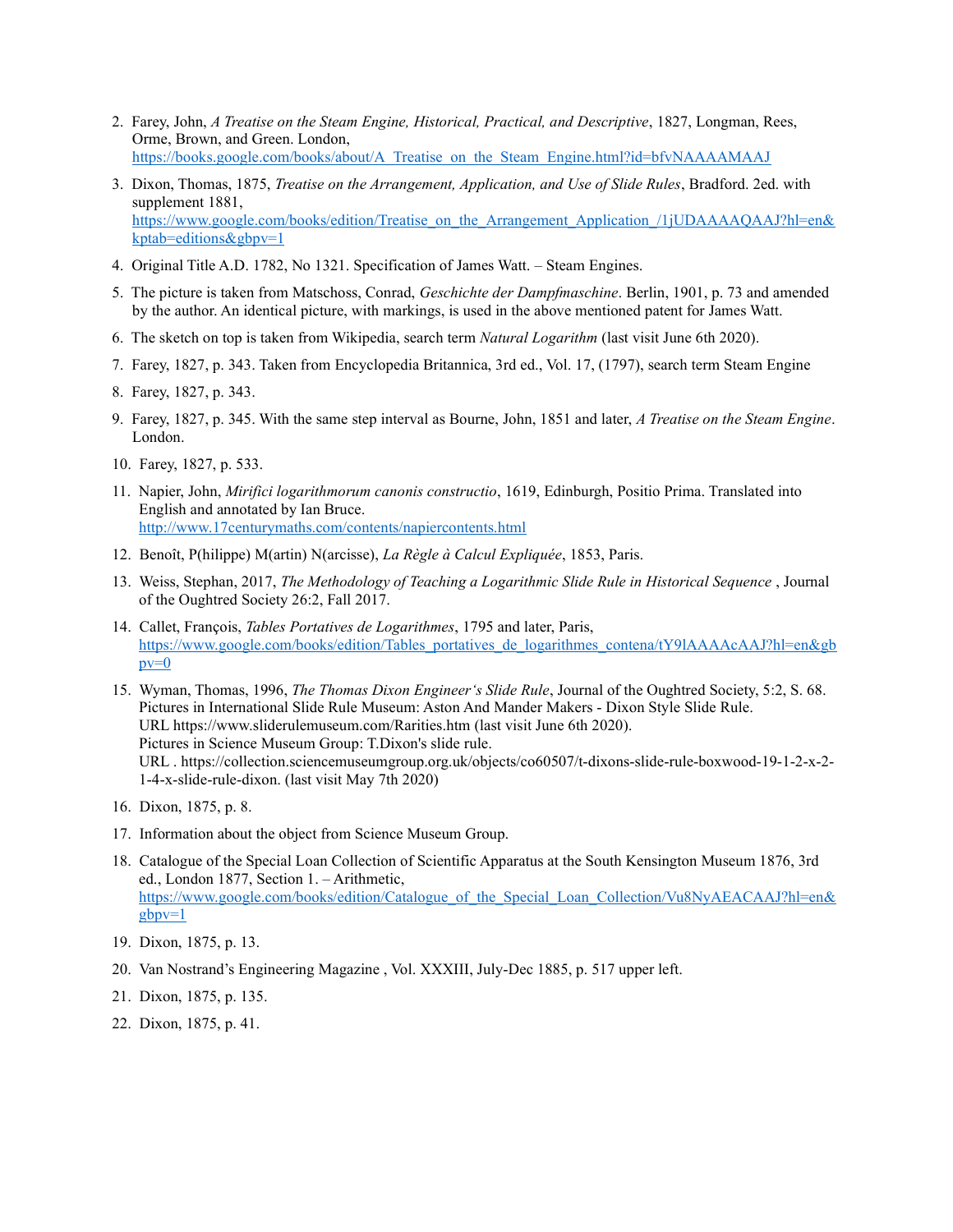2. Farey, John, *A Treatise on the Steam Engine, Historical, Practical, and Descriptive*, 1827, Longman, Rees, Orme, Brown, and Green. London, https://books.google.com/books/about/A_Treatise_on_the_Steam_Engine.html?id=bfvNAAAAMAAJ

3. Dixon, Thomas, 1875, *Treatise on the Arrangement, Application, and Use of Slide Rules*, Bradford. 2ed. with supplement 1881, https://www.google.com/books/edition/Treatise_on_the_Arrangement_Application_/1jUDAAAAQAAJ?hl=en&kptab=editions&gbpv=1

4. Original Title A.D. 1782, No 1321. Specification of James Watt. – Steam Engines.

5. The picture is taken from Matschoss, Conrad, *Geschichte der Dampfmaschine*. Berlin, 1901, p. 73 and amended by the author. An identical picture, with markings, is used in the above mentioned patent for James Watt.

6. The sketch on top is taken from Wikipedia, search term *Natural Logarithm* (last visit June 6th 2020).

7. Farey, 1827, p. 343. Taken from Encyclopedia Britannica, 3rd ed., Vol. 17, (1797), search term Steam Engine

8. Farey, 1827, p. 343.

9. Farey, 1827, p. 345. With the same step interval as Bourne, John, 1851 and later, *A Treatise on the Steam Engine*. London.

10. Farey, 1827, p. 533.

11. Napier, John, *Mirifici logarithmorum canonis constructio*, 1619, Edinburgh, Positio Prima. Translated into English and annotated by Ian Bruce. http://www.17centurymaths.com/contents/napiercontents.html

12. Benoît, P(hilippe) M(artin) N(arcisse), *La Règle à Calcul Expliquée*, 1853, Paris.

13. Weiss, Stephan, 2017, *The Methodology of Teaching a Logarithmic Slide Rule in Historical Sequence* , Journal of the Oughtred Society 26:2, Fall 2017.

14. Callet, François, *Tables Portatives de Logarithmes*, 1795 and later, Paris, https://www.google.com/books/edition/Tables_portatives_de_logarithmes_contena/tY9lAAAAcAAJ?hl=en&gbpv=0

15. Wyman, Thomas, 1996, *The Thomas Dixon Engineer's Slide Rule*, Journal of the Oughtred Society, 5:2, S. 68. Pictures in International Slide Rule Museum: Aston And Mander Makers - Dixon Style Slide Rule. URL https://www.sliderulemuseum.com/Rarities.htm (last visit June 6th 2020). Pictures in Science Museum Group: T.Dixon's slide rule. URL . https://collection.sciencemuseumgroup.org.uk/objects/co60507/t-dixons-slide-rule-boxwood-19-1-2-x-2-1-4-x-slide-rule-dixon. (last visit May 7th 2020)

16. Dixon, 1875, p. 8.

17. Information about the object from Science Museum Group.

18. Catalogue of the Special Loan Collection of Scientific Apparatus at the South Kensington Museum 1876, 3rd ed., London 1877, Section 1. – Arithmetic, https://www.google.com/books/edition/Catalogue_of_the_Special_Loan_Collection/Vu8NyAEACAAJ?hl=en&gbpv=1

19. Dixon, 1875, p. 13.

20. Van Nostrand's Engineering Magazine , Vol. XXXIII, July-Dec 1885, p. 517 upper left.

21. Dixon, 1875, p. 135.

22. Dixon, 1875, p. 41.